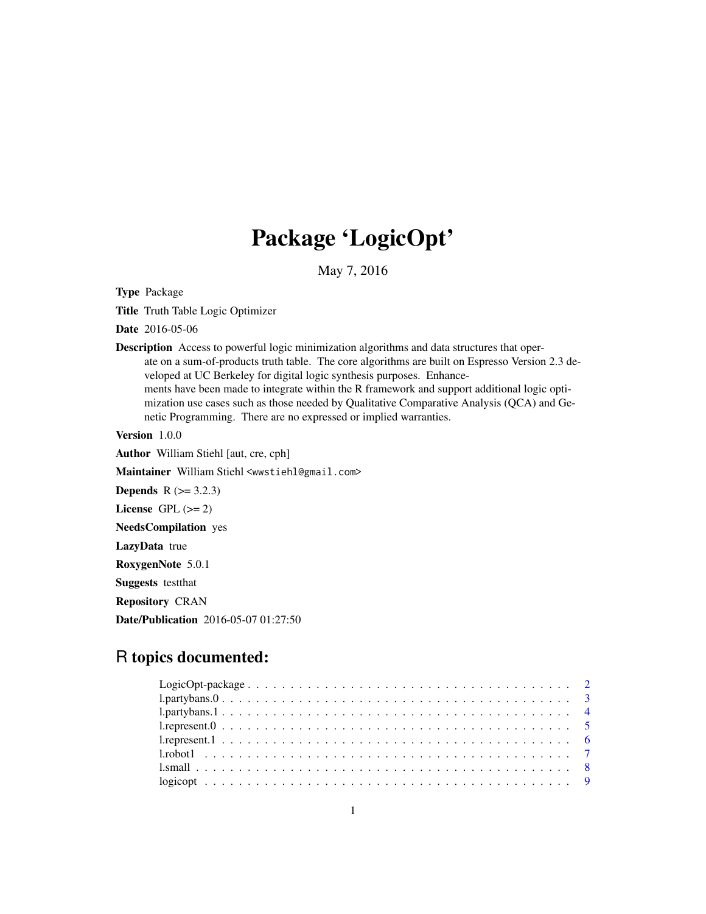# Package 'LogicOpt'

May 7, 2016

**Type** Package

**Title** Truth Table Logic Optimizer

**Date** 2016-05-06

**Description** Access to powerful logic minimization algorithms and data structures that operate on a sum-of-products truth table. The core algorithms are built on Espresso Version 2.3 developed at UC Berkeley for digital logic synthesis purposes. Enhancements have been made to integrate within the R framework and support additional logic optimization use cases such as those needed by Qualitative Comparative Analysis (QCA) and Genetic Programming. There are no expressed or implied warranties.

**Version** 1.0.0

**Author** William Stiehl [aut, cre, cph]

**Maintainer** William Stiehl <wwstiehl@gmail.com>

**Depends** R (>= 3.2.3)

**License** GPL (>= 2)

**NeedsCompilation** yes

**LazyData** true

**RoxygenNote** 5.0.1

**Suggests** testthat

**Repository** CRAN

**Date/Publication** 2016-05-07 01:27:50

## R topics documented:

LogicOpt-package . . . . . . . . . . . . . . . . . . . . . . . . . . . . . . . . . . . . . . 2
l.partybans.0 . . . . . . . . . . . . . . . . . . . . . . . . . . . . . . . . . . . . . . . . 3
l.partybans.1 . . . . . . . . . . . . . . . . . . . . . . . . . . . . . . . . . . . . . . . . 4
l.represent.0 . . . . . . . . . . . . . . . . . . . . . . . . . . . . . . . . . . . . . . . . 5
l.represent.1 . . . . . . . . . . . . . . . . . . . . . . . . . . . . . . . . . . . . . . . . 6
l.robot1 . . . . . . . . . . . . . . . . . . . . . . . . . . . . . . . . . . . . . . . . . . 7
l.small . . . . . . . . . . . . . . . . . . . . . . . . . . . . . . . . . . . . . . . . . . . 8
logicopt . . . . . . . . . . . . . . . . . . . . . . . . . . . . . . . . . . . . . . . . . . 9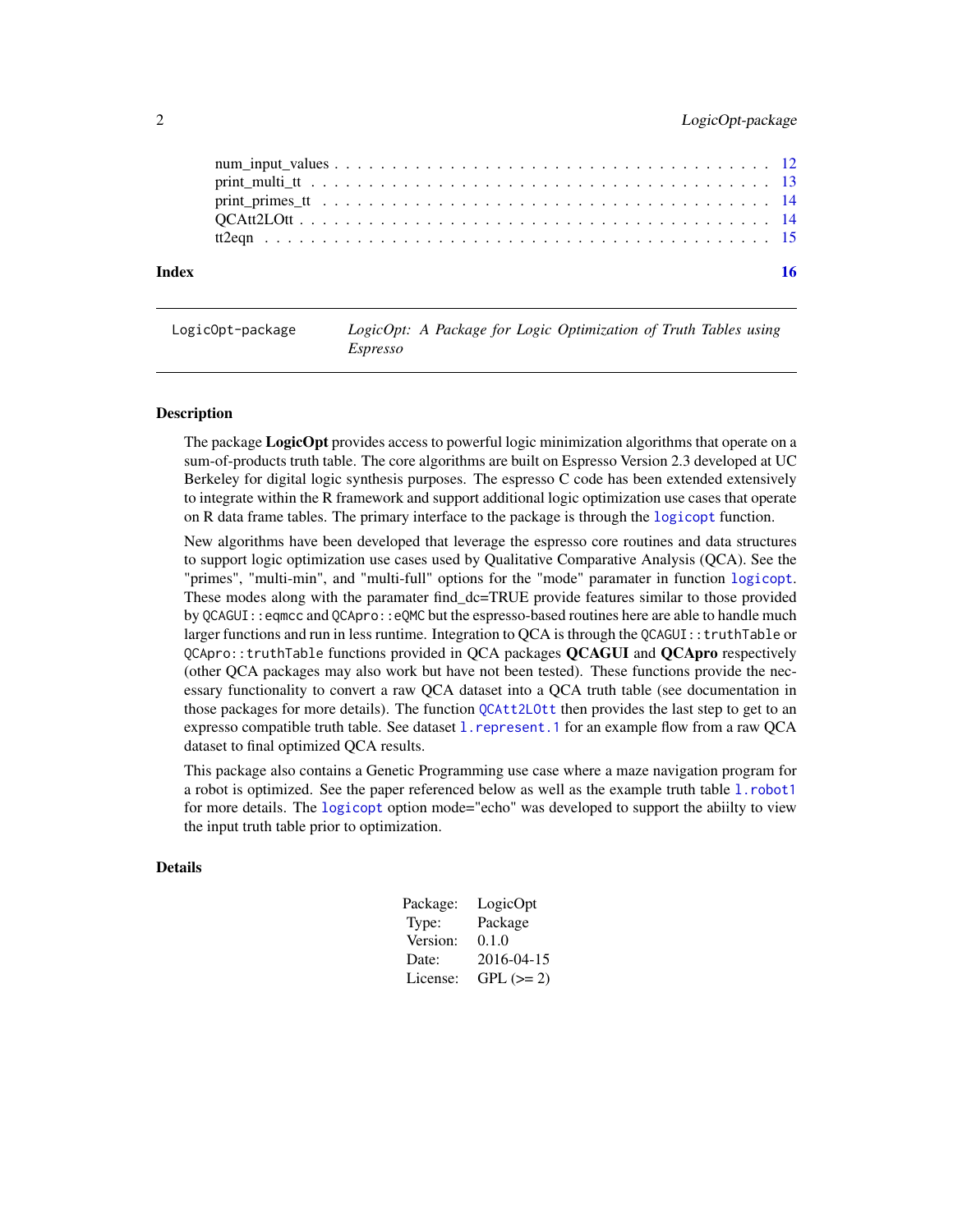num_input_values . . . . . . . . . . . . . . . . . . . . . . . . . . . . . . . . . . . . . 12
print_multi_tt . . . . . . . . . . . . . . . . . . . . . . . . . . . . . . . . . . . . . . . 13
print_primes_tt . . . . . . . . . . . . . . . . . . . . . . . . . . . . . . . . . . . . . . 14
QCAtt2LOtt . . . . . . . . . . . . . . . . . . . . . . . . . . . . . . . . . . . . . . . . . 14
tt2eqn . . . . . . . . . . . . . . . . . . . . . . . . . . . . . . . . . . . . . . . . . . . 15

**Index** **16**

---

`LogicOpt-package` *LogicOpt: A Package for Logic Optimization of Truth Tables using Espresso*

---

### Description

The package **LogicOpt** provides access to powerful logic minimization algorithms that operate on a sum-of-products truth table. The core algorithms are built on Espresso Version 2.3 developed at UC Berkeley for digital logic synthesis purposes. The espresso C code has been extended extensively to integrate within the R framework and support additional logic optimization use cases that operate on R data frame tables. The primary interface to the package is through the `logicopt` function.

New algorithms have been developed that leverage the espresso core routines and data structures to support logic optimization use cases used by Qualitative Comparative Analysis (QCA). See the "primes", "multi-min", and "multi-full" options for the "mode" paramater in function `logicopt`. These modes along with the paramater find_dc=TRUE provide features similar to those provided by `QCAGUI::eqmcc` and `QCApro::eQMC` but the espresso-based routines here are able to handle much larger functions and run in less runtime. Integration to QCA is through the `QCAGUI::truthTable` or `QCApro::truthTable` functions provided in QCA packages **QCAGUI** and **QCApro** respectively (other QCA packages may also work but have not been tested). These functions provide the necessary functionality to convert a raw QCA dataset into a QCA truth table (see documentation in those packages for more details). The function `QCAtt2LOtt` then provides the last step to get to an expresso compatible truth table. See dataset `l.represent.1` for an example flow from a raw QCA dataset to final optimized QCA results.

This package also contains a Genetic Programming use case where a maze navigation program for a robot is optimized. See the paper referenced below as well as the example truth table `l.robot1` for more details. The `logicopt` option mode="echo" was developed to support the abiilty to view the input truth table prior to optimization.

### Details

| | |
|---|---|
| Package: | LogicOpt |
| Type: | Package |
| Version: | 0.1.0 |
| Date: | 2016-04-15 |
| License: | GPL (>= 2) |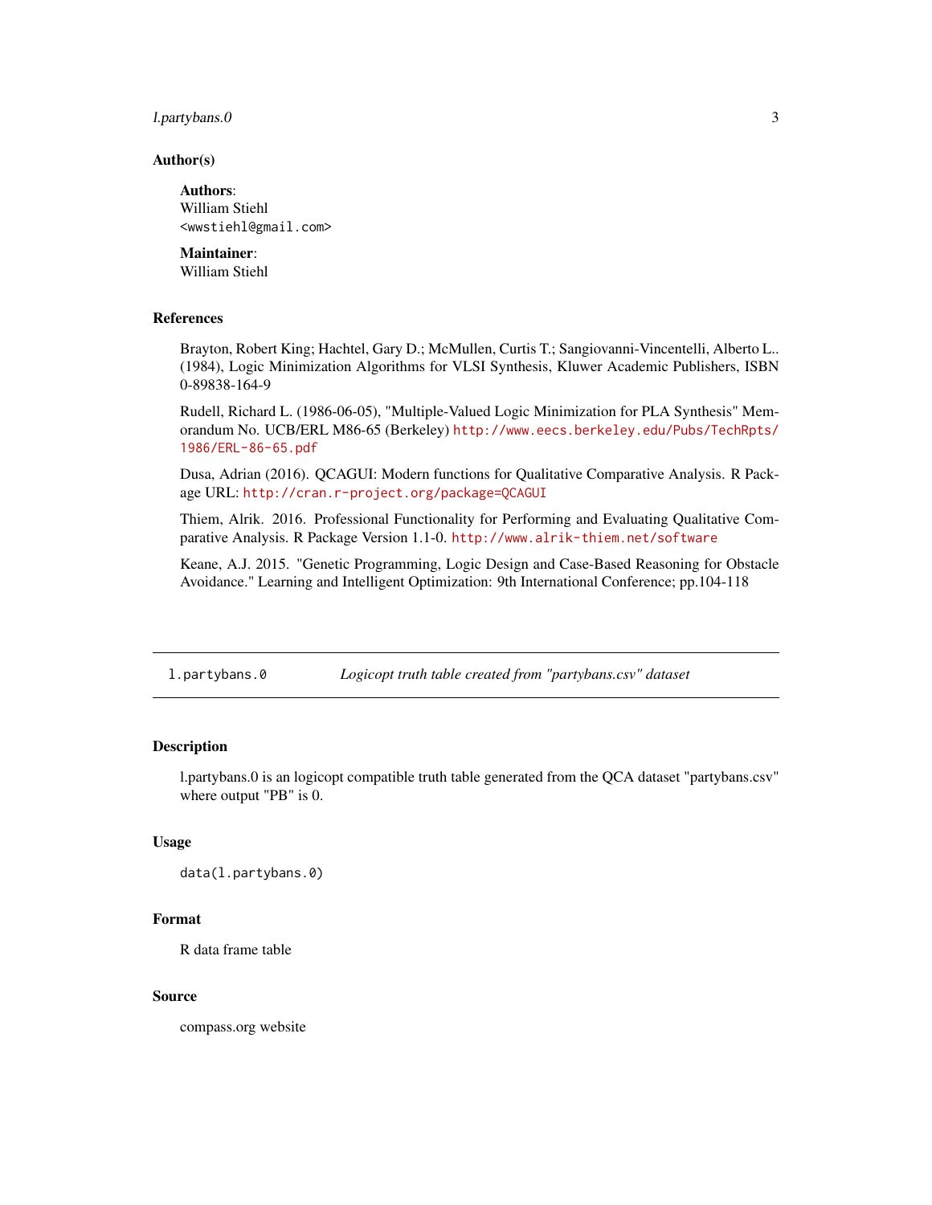### Author(s)

**Authors**:
William Stiehl
<wwstiehl@gmail.com>

**Maintainer**:
William Stiehl

### References

Brayton, Robert King; Hachtel, Gary D.; McMullen, Curtis T.; Sangiovanni-Vincentelli, Alberto L.. (1984), Logic Minimization Algorithms for VLSI Synthesis, Kluwer Academic Publishers, ISBN 0-89838-164-9

Rudell, Richard L. (1986-06-05), "Multiple-Valued Logic Minimization for PLA Synthesis" Memorandum No. UCB/ERL M86-65 (Berkeley) http://www.eecs.berkeley.edu/Pubs/TechRpts/1986/ERL-86-65.pdf

Dusa, Adrian (2016). QCAGUI: Modern functions for Qualitative Comparative Analysis. R Package URL: http://cran.r-project.org/package=QCAGUI

Thiem, Alrik. 2016. Professional Functionality for Performing and Evaluating Qualitative Comparative Analysis. R Package Version 1.1-0. http://www.alrik-thiem.net/software

Keane, A.J. 2015. "Genetic Programming, Logic Design and Case-Based Reasoning for Obstacle Avoidance." Learning and Intelligent Optimization: 9th International Conference; pp.104-118

---

## l.partybans.0 — *Logicopt truth table created from "partybans.csv" dataset*

---

### Description

l.partybans.0 is an logicopt compatible truth table generated from the QCA dataset "partybans.csv" where output "PB" is 0.

### Usage

```
data(l.partybans.0)
```

### Format

R data frame table

### Source

compass.org website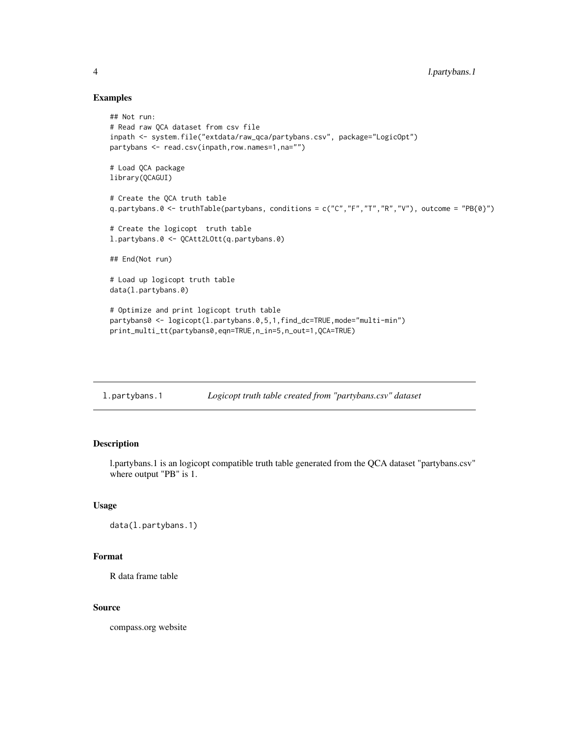### Examples

```
## Not run:
# Read raw QCA dataset from csv file
inpath <- system.file("extdata/raw_qca/partybans.csv", package="LogicOpt")
partybans <- read.csv(inpath,row.names=1,na="")

# Load QCA package
library(QCAGUI)

# Create the QCA truth table
q.partybans.0 <- truthTable(partybans, conditions = c("C","F","T","R","V"), outcome = "PB{0}")

# Create the logicopt  truth table
l.partybans.0 <- QCAtt2LOtt(q.partybans.0)

## End(Not run)

# Load up logicopt truth table
data(l.partybans.0)

# Optimize and print logicopt truth table
partybans0 <- logicopt(l.partybans.0,5,1,find_dc=TRUE,mode="multi-min")
print_multi_tt(partybans0,eqn=TRUE,n_in=5,n_out=1,QCA=TRUE)
```

---

## l.partybans.1 *Logicopt truth table created from "partybans.csv" dataset*

---

### Description

l.partybans.1 is an logicopt compatible truth table generated from the QCA dataset "partybans.csv" where output "PB" is 1.

### Usage

```
data(l.partybans.1)
```

### Format

R data frame table

### Source

compass.org website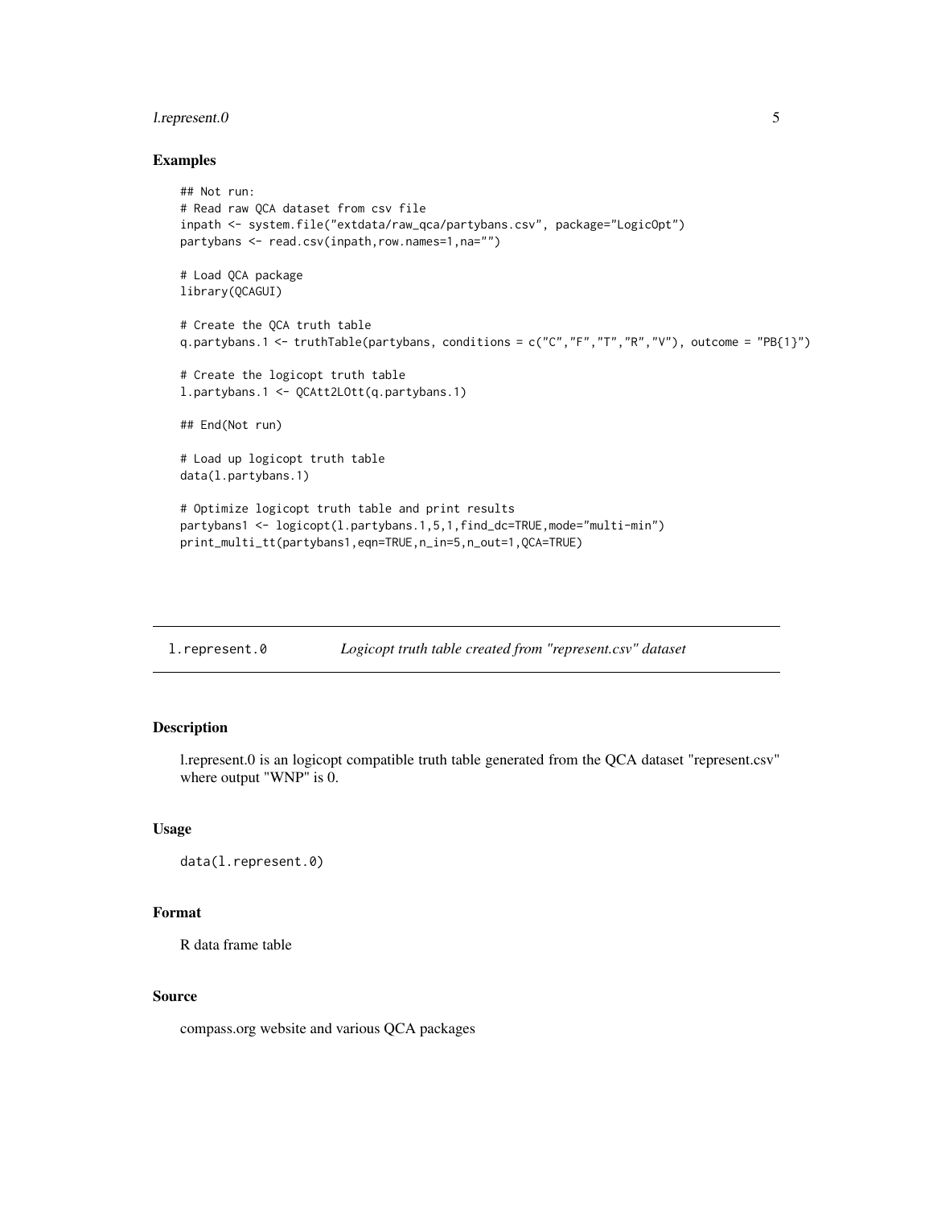### Examples

```
## Not run:
# Read raw QCA dataset from csv file
inpath <- system.file("extdata/raw_qca/partybans.csv", package="LogicOpt")
partybans <- read.csv(inpath,row.names=1,na="")

# Load QCA package
library(QCAGUI)

# Create the QCA truth table
q.partybans.1 <- truthTable(partybans, conditions = c("C","F","T","R","V"), outcome = "PB{1}")

# Create the logicopt truth table
l.partybans.1 <- QCAtt2LOtt(q.partybans.1)

## End(Not run)

# Load up logicopt truth table
data(l.partybans.1)

# Optimize logicopt truth table and print results
partybans1 <- logicopt(l.partybans.1,5,1,find_dc=TRUE,mode="multi-min")
print_multi_tt(partybans1,eqn=TRUE,n_in=5,n_out=1,QCA=TRUE)
```

---

## l.represent.0 — *Logicopt truth table created from "represent.csv" dataset*

---

### Description

l.represent.0 is an logicopt compatible truth table generated from the QCA dataset "represent.csv" where output "WNP" is 0.

### Usage

```
data(l.represent.0)
```

### Format

R data frame table

### Source

compass.org website and various QCA packages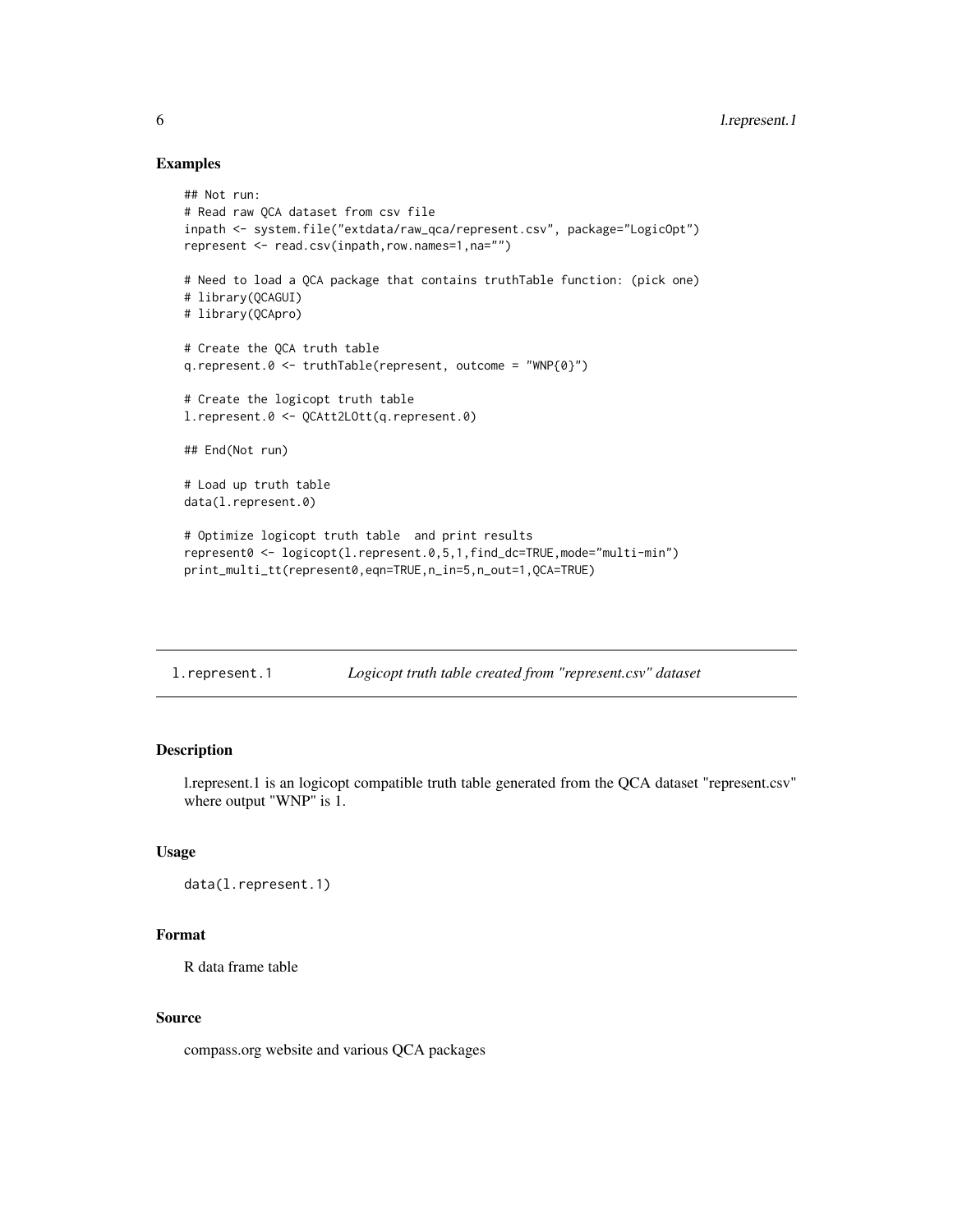### Examples

```
## Not run:
# Read raw QCA dataset from csv file
inpath <- system.file("extdata/raw_qca/represent.csv", package="LogicOpt")
represent <- read.csv(inpath,row.names=1,na="")

# Need to load a QCA package that contains truthTable function: (pick one)
# library(QCAGUI)
# library(QCApro)

# Create the QCA truth table
q.represent.0 <- truthTable(represent, outcome = "WNP{0}")

# Create the logicopt truth table
l.represent.0 <- QCAtt2LOtt(q.represent.0)

## End(Not run)

# Load up truth table
data(l.represent.0)

# Optimize logicopt truth table  and print results
represent0 <- logicopt(l.represent.0,5,1,find_dc=TRUE,mode="multi-min")
print_multi_tt(represent0,eqn=TRUE,n_in=5,n_out=1,QCA=TRUE)
```

## l.represent.1 *Logicopt truth table created from "represent.csv" dataset*

### Description

l.represent.1 is an logicopt compatible truth table generated from the QCA dataset "represent.csv" where output "WNP" is 1.

### Usage

```
data(l.represent.1)
```

### Format

R data frame table

### Source

compass.org website and various QCA packages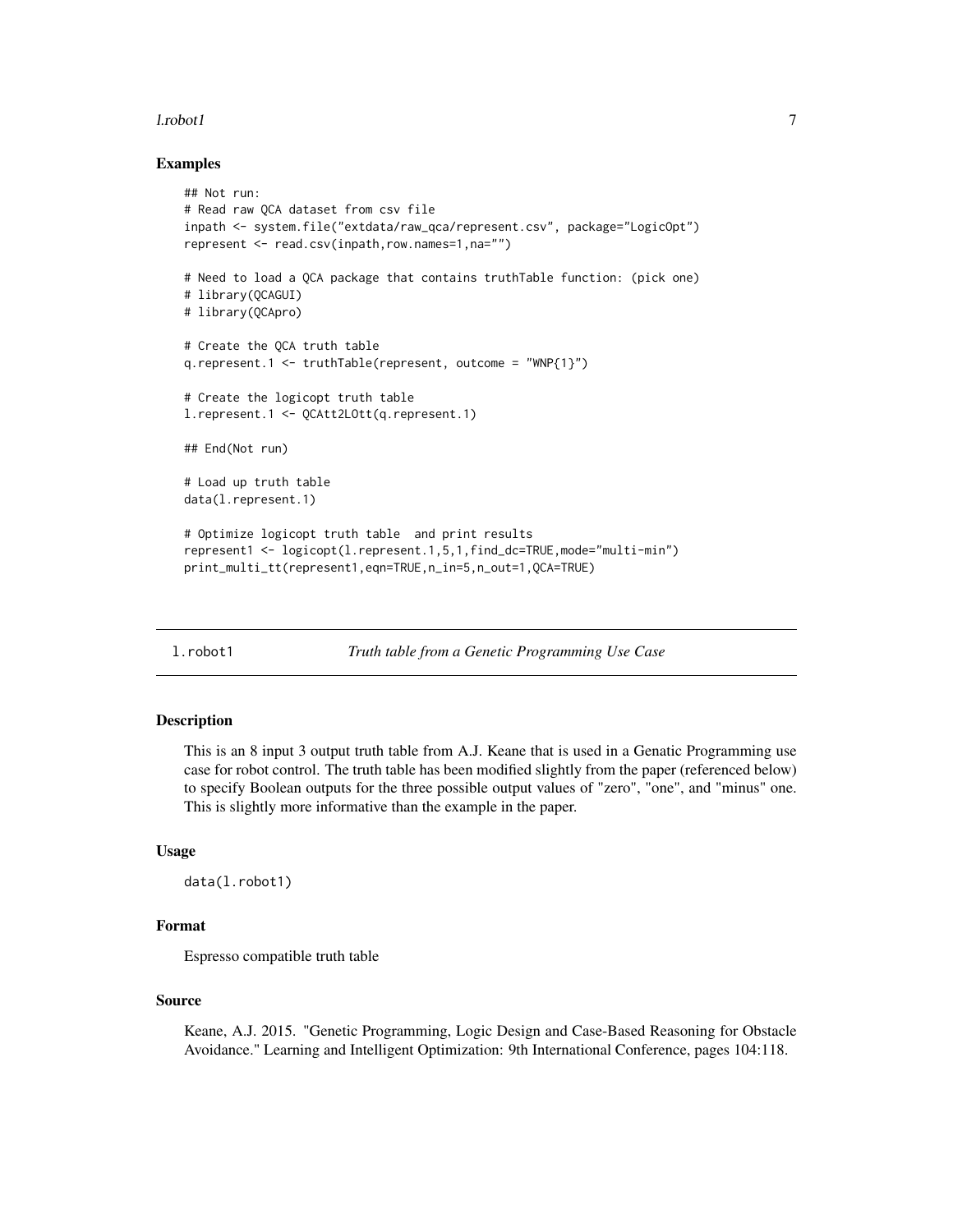### Examples

```
## Not run:
# Read raw QCA dataset from csv file
inpath <- system.file("extdata/raw_qca/represent.csv", package="LogicOpt")
represent <- read.csv(inpath,row.names=1,na="")

# Need to load a QCA package that contains truthTable function: (pick one)
# library(QCAGUI)
# library(QCApro)

# Create the QCA truth table
q.represent.1 <- truthTable(represent, outcome = "WNP{1}")

# Create the logicopt truth table
l.represent.1 <- QCAtt2LOtt(q.represent.1)

## End(Not run)

# Load up truth table
data(l.represent.1)

# Optimize logicopt truth table  and print results
represent1 <- logicopt(l.represent.1,5,1,find_dc=TRUE,mode="multi-min")
print_multi_tt(represent1,eqn=TRUE,n_in=5,n_out=1,QCA=TRUE)
```

---

## l.robot1 — *Truth table from a Genetic Programming Use Case*

### Description

This is an 8 input 3 output truth table from A.J. Keane that is used in a Genatic Programming use case for robot control. The truth table has been modified slightly from the paper (referenced below) to specify Boolean outputs for the three possible output values of "zero", "one", and "minus" one. This is slightly more informative than the example in the paper.

### Usage

```
data(l.robot1)
```

### Format

Espresso compatible truth table

### Source

Keane, A.J. 2015. "Genetic Programming, Logic Design and Case-Based Reasoning for Obstacle Avoidance." Learning and Intelligent Optimization: 9th International Conference, pages 104:118.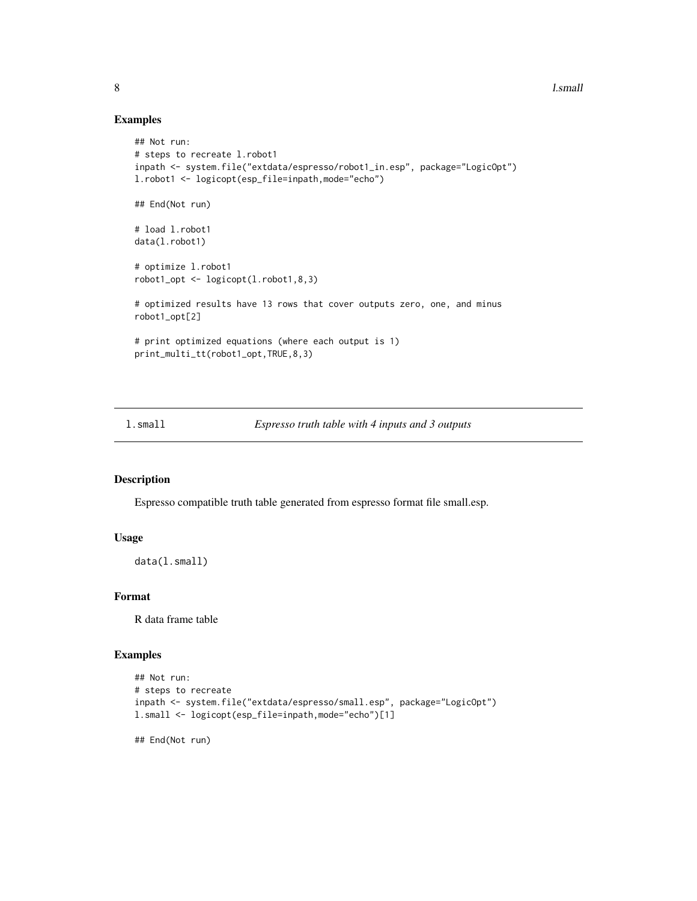## Examples

```
## Not run:
# steps to recreate l.robot1
inpath <- system.file("extdata/espresso/robot1_in.esp", package="LogicOpt")
l.robot1 <- logicopt(esp_file=inpath,mode="echo")

## End(Not run)

# load l.robot1
data(l.robot1)

# optimize l.robot1
robot1_opt <- logicopt(l.robot1,8,3)

# optimized results have 13 rows that cover outputs zero, one, and minus
robot1_opt[2]

# print optimized equations (where each output is 1)
print_multi_tt(robot1_opt,TRUE,8,3)
```

---

# l.small — *Espresso truth table with 4 inputs and 3 outputs*

## Description

Espresso compatible truth table generated from espresso format file small.esp.

## Usage

```
data(l.small)
```

## Format

R data frame table

## Examples

```
## Not run:
# steps to recreate
inpath <- system.file("extdata/espresso/small.esp", package="LogicOpt")
l.small <- logicopt(esp_file=inpath,mode="echo")[1]

## End(Not run)
```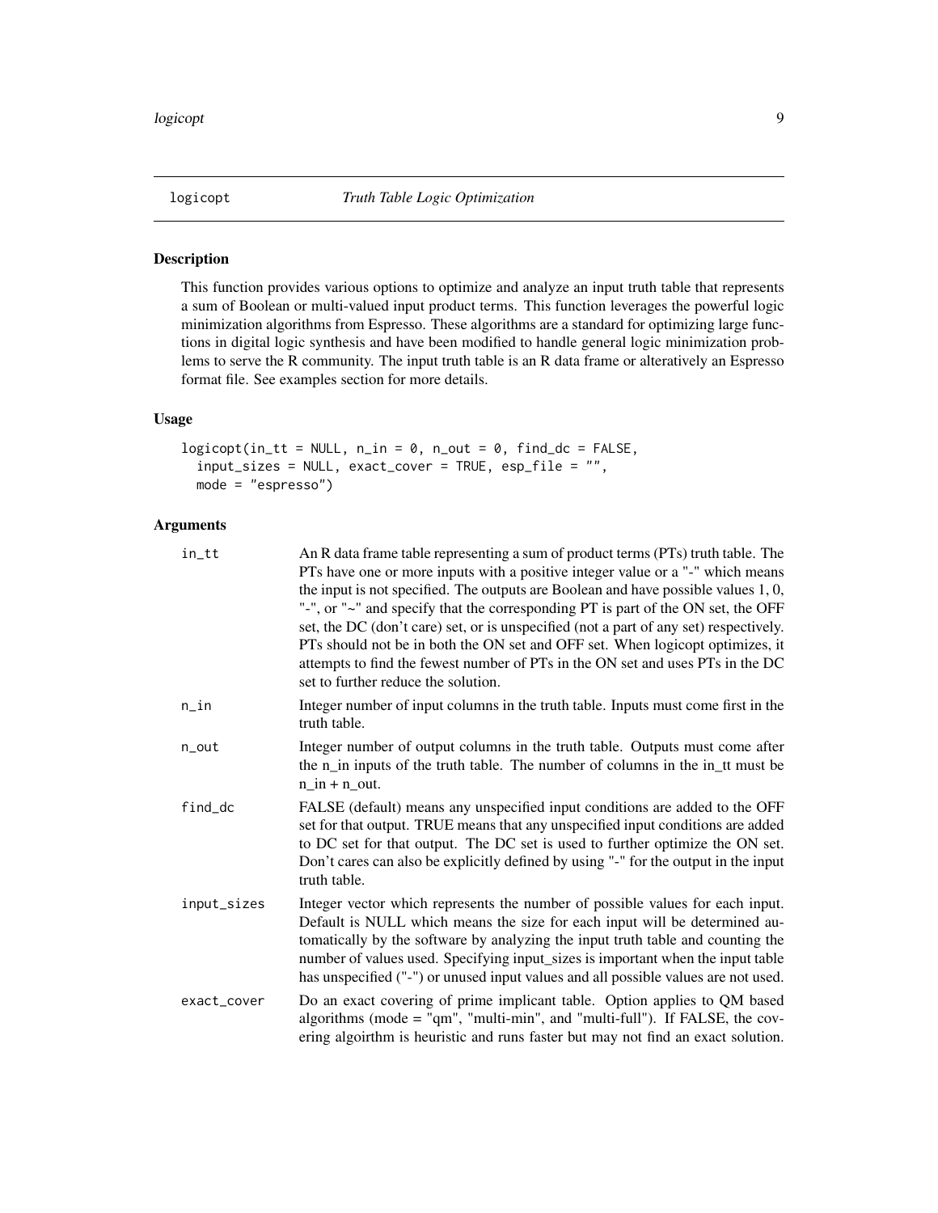logicopt *Truth Table Logic Optimization*

## Description

This function provides various options to optimize and analyze an input truth table that represents a sum of Boolean or multi-valued input product terms. This function leverages the powerful logic minimization algorithms from Espresso. These algorithms are a standard for optimizing large functions in digital logic synthesis and have been modified to handle general logic minimization problems to serve the R community. The input truth table is an R data frame or alteratively an Espresso format file. See examples section for more details.

## Usage

```
logicopt(in_tt = NULL, n_in = 0, n_out = 0, find_dc = FALSE,
  input_sizes = NULL, exact_cover = TRUE, esp_file = "",
  mode = "espresso")
```

## Arguments

| | |
|---|---|
| in_tt | An R data frame table representing a sum of product terms (PTs) truth table. The PTs have one or more inputs with a positive integer value or a "-" which means the input is not specified. The outputs are Boolean and have possible values 1, 0, "-", or "~" and specify that the corresponding PT is part of the ON set, the OFF set, the DC (don't care) set, or is unspecified (not a part of any set) respectively. PTs should not be in both the ON set and OFF set. When logicopt optimizes, it attempts to find the fewest number of PTs in the ON set and uses PTs in the DC set to further reduce the solution. |
| n_in | Integer number of input columns in the truth table. Inputs must come first in the truth table. |
| n_out | Integer number of output columns in the truth table. Outputs must come after the n_in inputs of the truth table. The number of columns in the in_tt must be n_in + n_out. |
| find_dc | FALSE (default) means any unspecified input conditions are added to the OFF set for that output. TRUE means that any unspecified input conditions are added to DC set for that output. The DC set is used to further optimize the ON set. Don't cares can also be explicitly defined by using "-" for the output in the input truth table. |
| input_sizes | Integer vector which represents the number of possible values for each input. Default is NULL which means the size for each input will be determined automatically by the software by analyzing the input truth table and counting the number of values used. Specifying input_sizes is important when the input table has unspecified ("-") or unused input values and all possible values are not used. |
| exact_cover | Do an exact covering of prime implicant table. Option applies to QM based algorithms (mode = "qm", "multi-min", and "multi-full"). If FALSE, the covering algoirthm is heuristic and runs faster but may not find an exact solution. |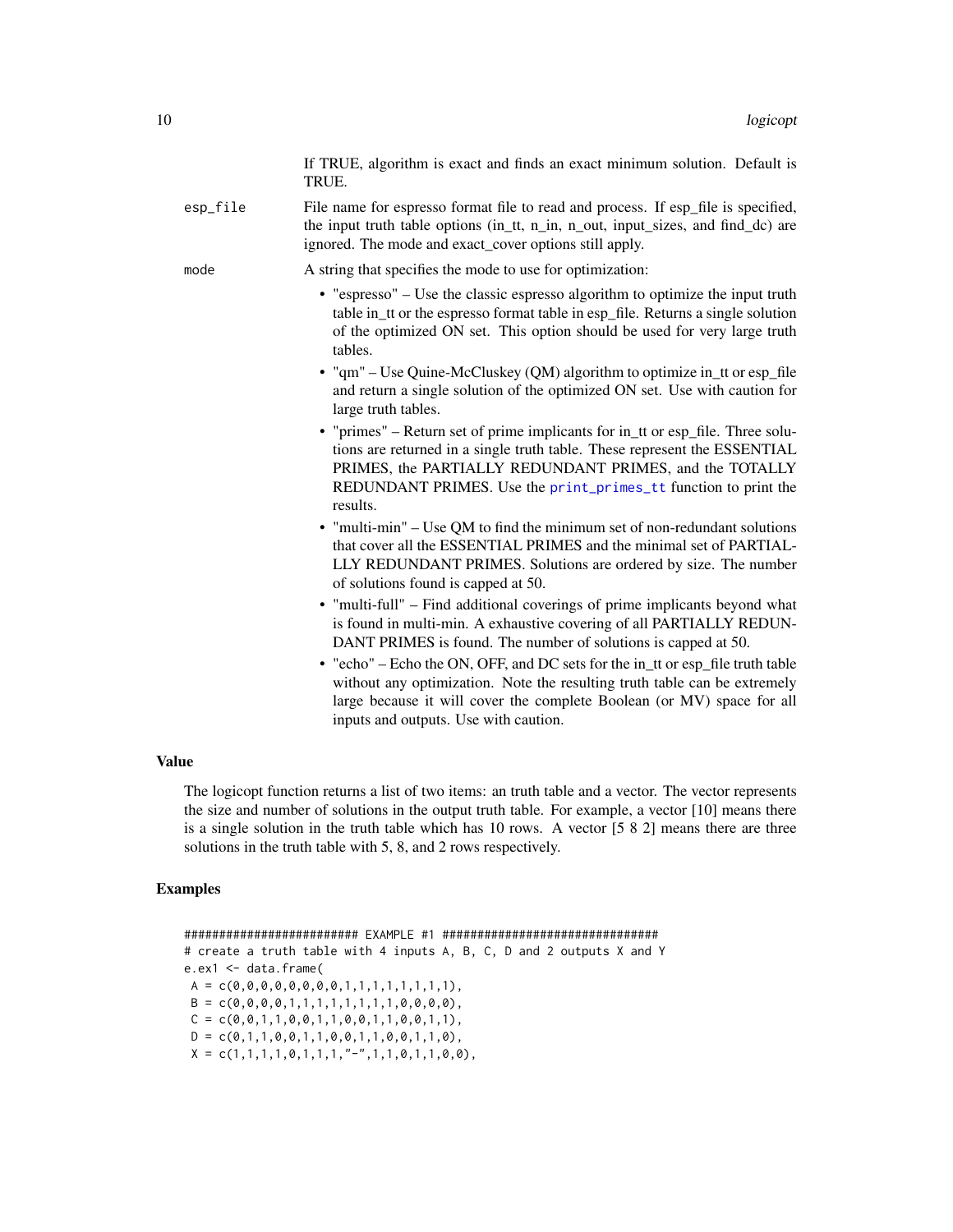If TRUE, algorithm is exact and finds an exact minimum solution. Default is TRUE.

esp_file
: File name for espresso format file to read and process. If esp_file is specified, the input truth table options (in_tt, n_in, n_out, input_sizes, and find_dc) are ignored. The mode and exact_cover options still apply.

mode
: A string that specifies the mode to use for optimization:

- "espresso" – Use the classic espresso algorithm to optimize the input truth table in_tt or the espresso format table in esp_file. Returns a single solution of the optimized ON set. This option should be used for very large truth tables.
- "qm" – Use Quine-McCluskey (QM) algorithm to optimize in_tt or esp_file and return a single solution of the optimized ON set. Use with caution for large truth tables.
- "primes" – Return set of prime implicants for in_tt or esp_file. Three solutions are returned in a single truth table. These represent the ESSENTIAL PRIMES, the PARTIALLY REDUNDANT PRIMES, and the TOTALLY REDUNDANT PRIMES. Use the print_primes_tt function to print the results.
- "multi-min" – Use QM to find the minimum set of non-redundant solutions that cover all the ESSENTIAL PRIMES and the minimal set of PARTIALLY REDUNDANT PRIMES. Solutions are ordered by size. The number of solutions found is capped at 50.
- "multi-full" – Find additional coverings of prime implicants beyond what is found in multi-min. A exhaustive covering of all PARTIALLY REDUNDANT PRIMES is found. The number of solutions is capped at 50.
- "echo" – Echo the ON, OFF, and DC sets for the in_tt or esp_file truth table without any optimization. Note the resulting truth table can be extremely large because it will cover the complete Boolean (or MV) space for all inputs and outputs. Use with caution.

## Value

The logicopt function returns a list of two items: an truth table and a vector. The vector represents the size and number of solutions in the output truth table. For example, a vector [10] means there is a single solution in the truth table which has 10 rows. A vector [5 8 2] means there are three solutions in the truth table with 5, 8, and 2 rows respectively.

## Examples

```
######################## EXAMPLE #1 ##############################
# create a truth table with 4 inputs A, B, C, D and 2 outputs X and Y
e.ex1 <- data.frame(
 A = c(0,0,0,0,0,0,0,0,1,1,1,1,1,1,1,1),
 B = c(0,0,0,0,1,1,1,1,1,1,1,1,0,0,0,0),
 C = c(0,0,1,1,0,0,1,1,0,0,1,1,0,0,1,1),
 D = c(0,1,1,0,0,1,1,0,0,1,1,0,0,1,1,0),
 X = c(1,1,1,1,0,1,1,1,"-",1,1,0,1,1,0,0),
```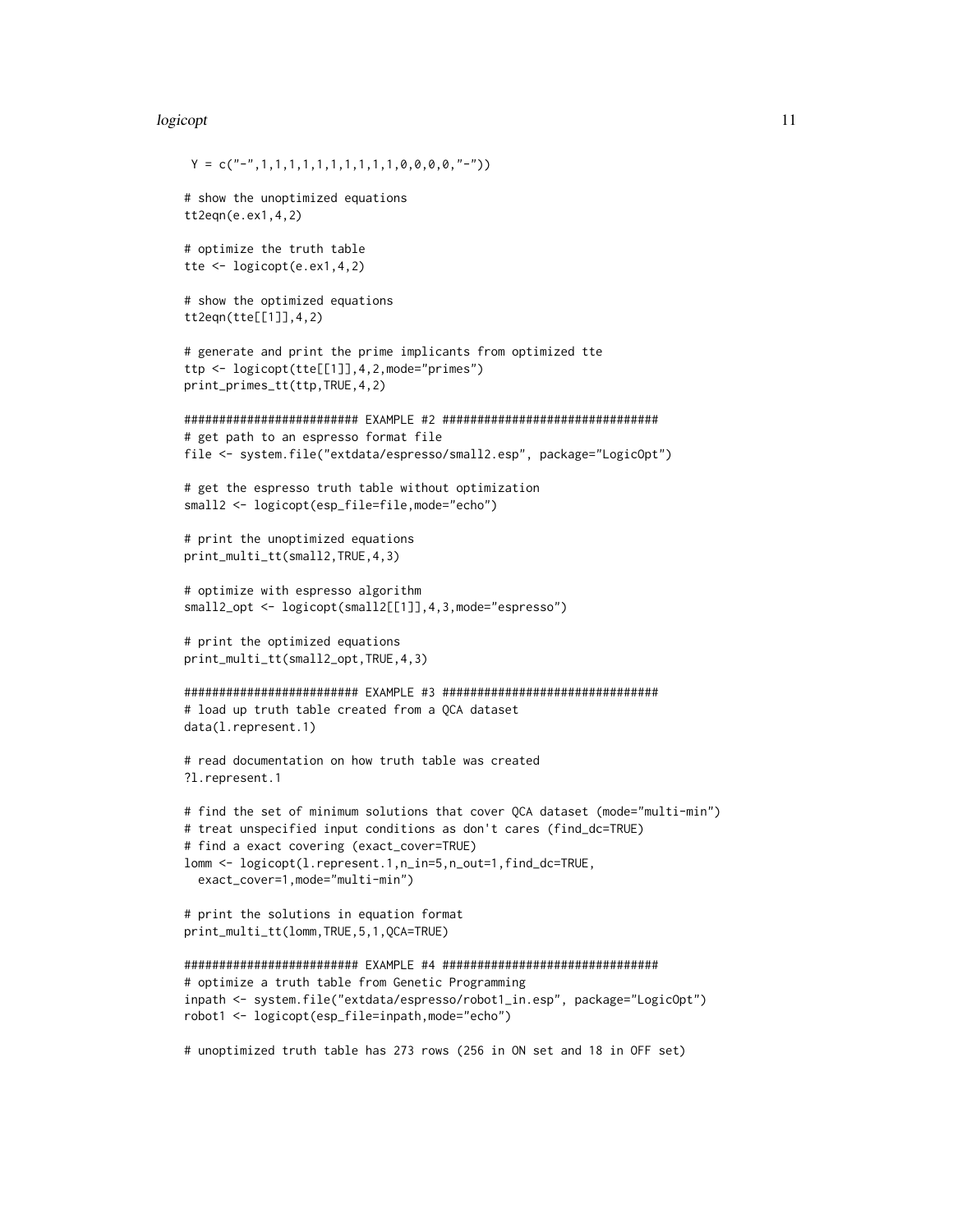```
 Y = c("-",1,1,1,1,1,1,1,1,1,1,0,0,0,0,"-"))

# show the unoptimized equations
tt2eqn(e.ex1,4,2)

# optimize the truth table
tte <- logicopt(e.ex1,4,2)

# show the optimized equations
tt2eqn(tte[[1]],4,2)

# generate and print the prime implicants from optimized tte
ttp <- logicopt(tte[[1]],4,2,mode="primes")
print_primes_tt(ttp,TRUE,4,2)

######################## EXAMPLE #2 ##############################
# get path to an espresso format file
file <- system.file("extdata/espresso/small2.esp", package="LogicOpt")

# get the espresso truth table without optimization
small2 <- logicopt(esp_file=file,mode="echo")

# print the unoptimized equations
print_multi_tt(small2,TRUE,4,3)

# optimize with espresso algorithm
small2_opt <- logicopt(small2[[1]],4,3,mode="espresso")

# print the optimized equations
print_multi_tt(small2_opt,TRUE,4,3)

######################## EXAMPLE #3 ##############################
# load up truth table created from a QCA dataset
data(l.represent.1)

# read documentation on how truth table was created
?l.represent.1

# find the set of minimum solutions that cover QCA dataset (mode="multi-min")
# treat unspecified input conditions as don't cares (find_dc=TRUE)
# find a exact covering (exact_cover=TRUE)
lomm <- logicopt(l.represent.1,n_in=5,n_out=1,find_dc=TRUE,
  exact_cover=1,mode="multi-min")

# print the solutions in equation format
print_multi_tt(lomm,TRUE,5,1,QCA=TRUE)

######################## EXAMPLE #4 ##############################
# optimize a truth table from Genetic Programming
inpath <- system.file("extdata/espresso/robot1_in.esp", package="LogicOpt")
robot1 <- logicopt(esp_file=inpath,mode="echo")

# unoptimized truth table has 273 rows (256 in ON set and 18 in OFF set)
```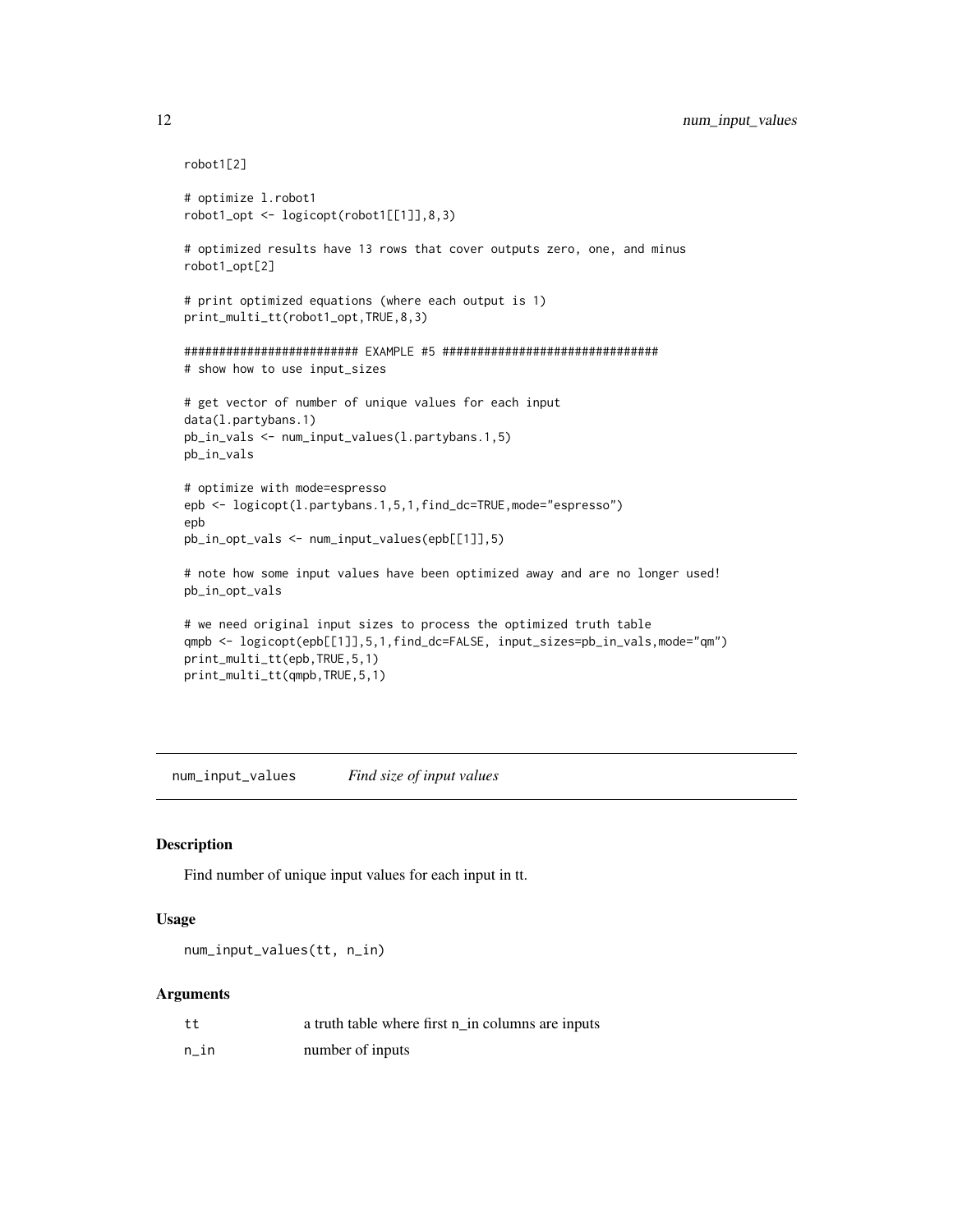```
robot1[2]

# optimize l.robot1
robot1_opt <- logicopt(robot1[[1]],8,3)

# optimized results have 13 rows that cover outputs zero, one, and minus
robot1_opt[2]

# print optimized equations (where each output is 1)
print_multi_tt(robot1_opt,TRUE,8,3)

######################## EXAMPLE #5 ##############################
# show how to use input_sizes

# get vector of number of unique values for each input
data(l.partybans.1)
pb_in_vals <- num_input_values(l.partybans.1,5)
pb_in_vals

# optimize with mode=espresso
epb <- logicopt(l.partybans.1,5,1,find_dc=TRUE,mode="espresso")
epb
pb_in_opt_vals <- num_input_values(epb[[1]],5)

# note how some input values have been optimized away and are no longer used!
pb_in_opt_vals

# we need original input sizes to process the optimized truth table
qmpb <- logicopt(epb[[1]],5,1,find_dc=FALSE, input_sizes=pb_in_vals,mode="qm")
print_multi_tt(epb,TRUE,5,1)
print_multi_tt(qmpb,TRUE,5,1)
```

---

## num_input_values    *Find size of input values*

### Description

Find number of unique input values for each input in tt.

### Usage

```
num_input_values(tt, n_in)
```

### Arguments

| | |
|---|---|
| tt | a truth table where first n_in columns are inputs |
| n_in | number of inputs |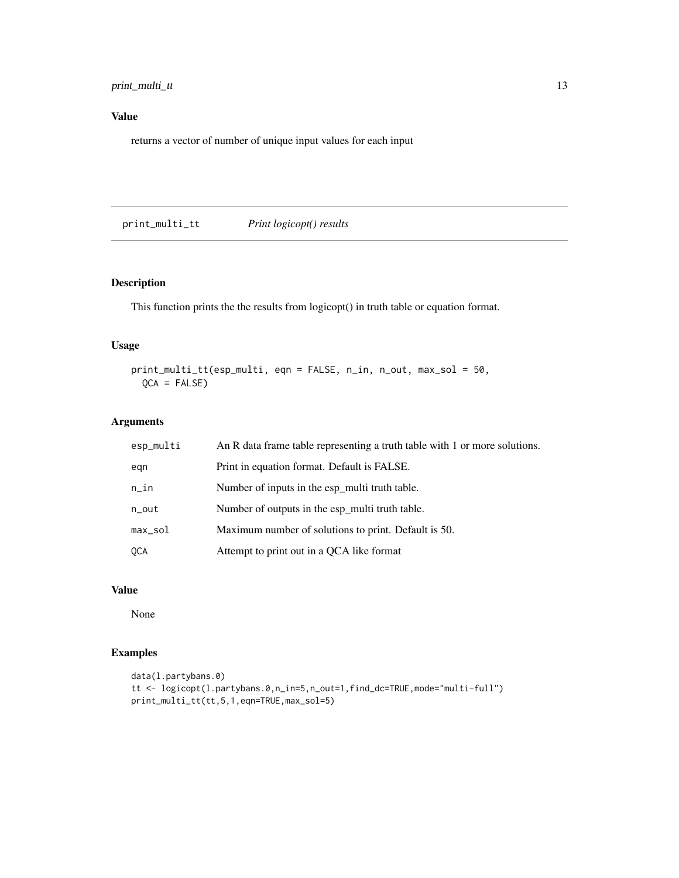## Value

returns a vector of number of unique input values for each input

---

# print_multi_tt *Print logicopt() results*

---

## Description

This function prints the the results from logicopt() in truth table or equation format.

## Usage

```
print_multi_tt(esp_multi, eqn = FALSE, n_in, n_out, max_sol = 50,
  QCA = FALSE)
```

## Arguments

| | |
|---|---|
| `esp_multi` | An R data frame table representing a truth table with 1 or more solutions. |
| `eqn` | Print in equation format. Default is FALSE. |
| `n_in` | Number of inputs in the esp_multi truth table. |
| `n_out` | Number of outputs in the esp_multi truth table. |
| `max_sol` | Maximum number of solutions to print. Default is 50. |
| `QCA` | Attempt to print out in a QCA like format |

## Value

None

## Examples

```
data(l.partybans.0)
tt <- logicopt(l.partybans.0,n_in=5,n_out=1,find_dc=TRUE,mode="multi-full")
print_multi_tt(tt,5,1,eqn=TRUE,max_sol=5)
```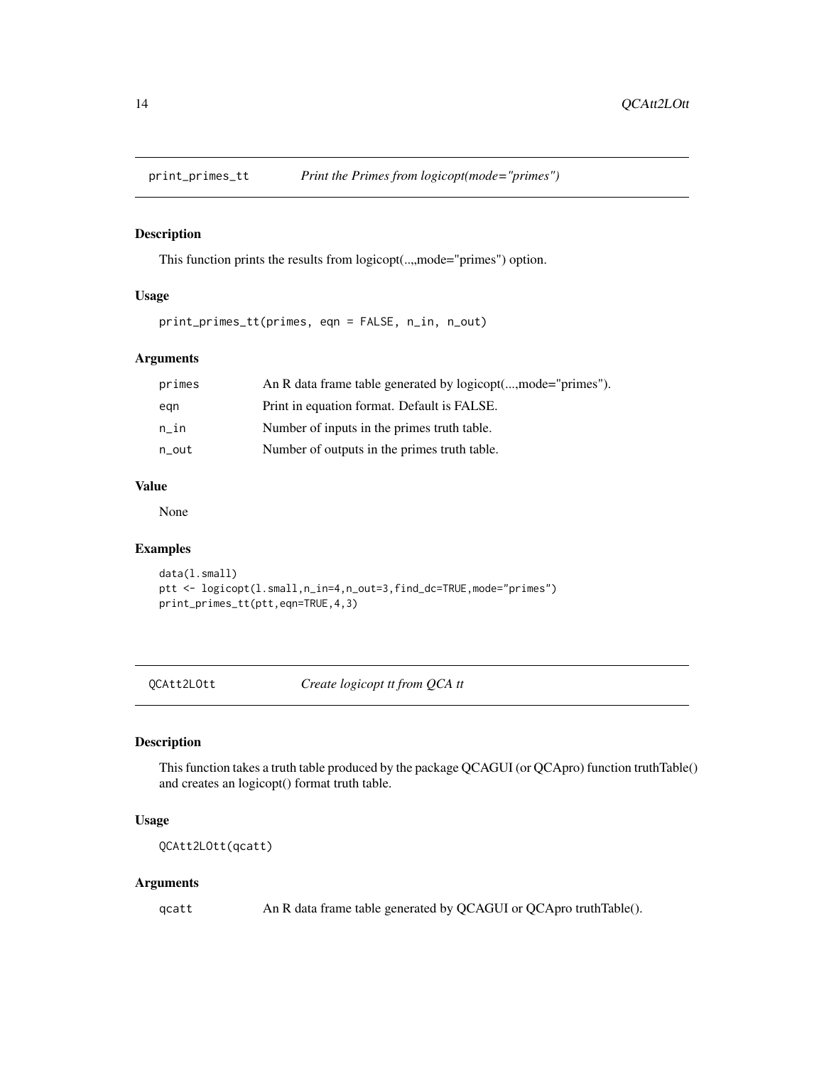## print_primes_tt — *Print the Primes from logicopt(mode="primes")*

### Description

This function prints the results from logicopt(..,,mode="primes") option.

### Usage

```
print_primes_tt(primes, eqn = FALSE, n_in, n_out)
```

### Arguments

| | |
|---|---|
| primes | An R data frame table generated by logicopt(...,mode="primes"). |
| eqn | Print in equation format. Default is FALSE. |
| n_in | Number of inputs in the primes truth table. |
| n_out | Number of outputs in the primes truth table. |

### Value

None

### Examples

```
data(l.small)
ptt <- logicopt(l.small,n_in=4,n_out=3,find_dc=TRUE,mode="primes")
print_primes_tt(ptt,eqn=TRUE,4,3)
```

## QCAtt2LOtt — *Create logicopt tt from QCA tt*

### Description

This function takes a truth table produced by the package QCAGUI (or QCApro) function truthTable() and creates an logicopt() format truth table.

### Usage

```
QCAtt2LOtt(qcatt)
```

### Arguments

| | |
|---|---|
| qcatt | An R data frame table generated by QCAGUI or QCApro truthTable(). |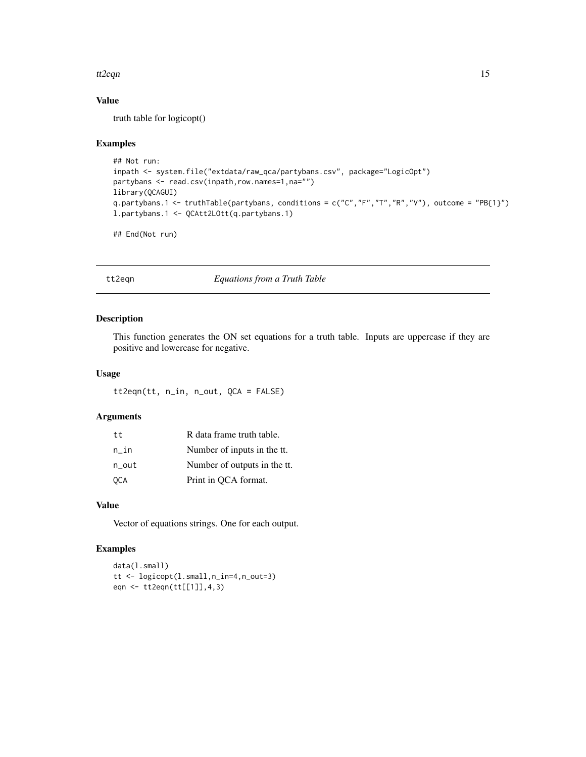### Value

truth table for logicopt()

### Examples

```
## Not run:
inpath <- system.file("extdata/raw_qca/partybans.csv", package="LogicOpt")
partybans <- read.csv(inpath,row.names=1,na="")
library(QCAGUI)
q.partybans.1 <- truthTable(partybans, conditions = c("C","F","T","R","V"), outcome = "PB{1}")
l.partybans.1 <- QCAtt2LOtt(q.partybans.1)

## End(Not run)
```

## tt2eqn *Equations from a Truth Table*

### Description

This function generates the ON set equations for a truth table. Inputs are uppercase if they are positive and lowercase for negative.

### Usage

```
tt2eqn(tt, n_in, n_out, QCA = FALSE)
```

### Arguments

| | |
|---|---|
| tt | R data frame truth table. |
| n_in | Number of inputs in the tt. |
| n_out | Number of outputs in the tt. |
| QCA | Print in QCA format. |

### Value

Vector of equations strings. One for each output.

### Examples

```
data(l.small)
tt <- logicopt(l.small,n_in=4,n_out=3)
eqn <- tt2eqn(tt[[1]],4,3)
```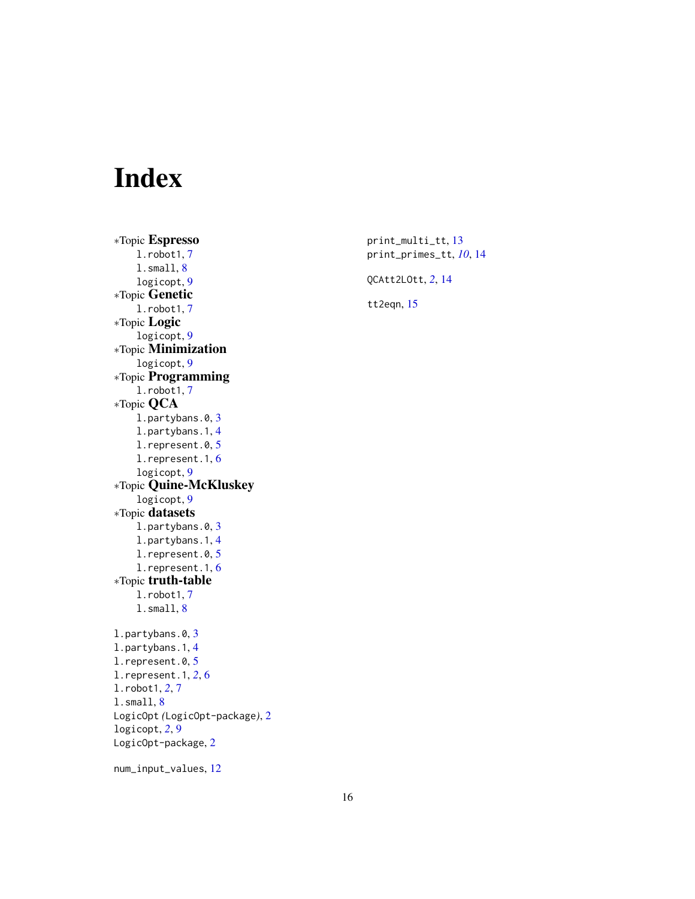# Index

*Topic **Espresso**
- l.robot1, 7
- l.small, 8
- logicopt, 9

*Topic **Genetic**
- l.robot1, 7

*Topic **Logic**
- logicopt, 9

*Topic **Minimization**
- logicopt, 9

*Topic **Programming**
- l.robot1, 7

*Topic **QCA**
- l.partybans.0, 3
- l.partybans.1, 4
- l.represent.0, 5
- l.represent.1, 6
- logicopt, 9

*Topic **Quine-McKluskey**
- logicopt, 9

*Topic **datasets**
- l.partybans.0, 3
- l.partybans.1, 4
- l.represent.0, 5
- l.represent.1, 6

*Topic **truth-table**
- l.robot1, 7
- l.small, 8

l.partybans.0, 3
l.partybans.1, 4
l.represent.0, 5
l.represent.1, *2*, 6
l.robot1, *2*, 7
l.small, 8
LogicOpt (LogicOpt-package), 2
logicopt, *2*, 9
LogicOpt-package, 2

num_input_values, 12

print_multi_tt, 13
print_primes_tt, *10*, 14

QCAtt2LOtt, *2*, 14

tt2eqn, 15